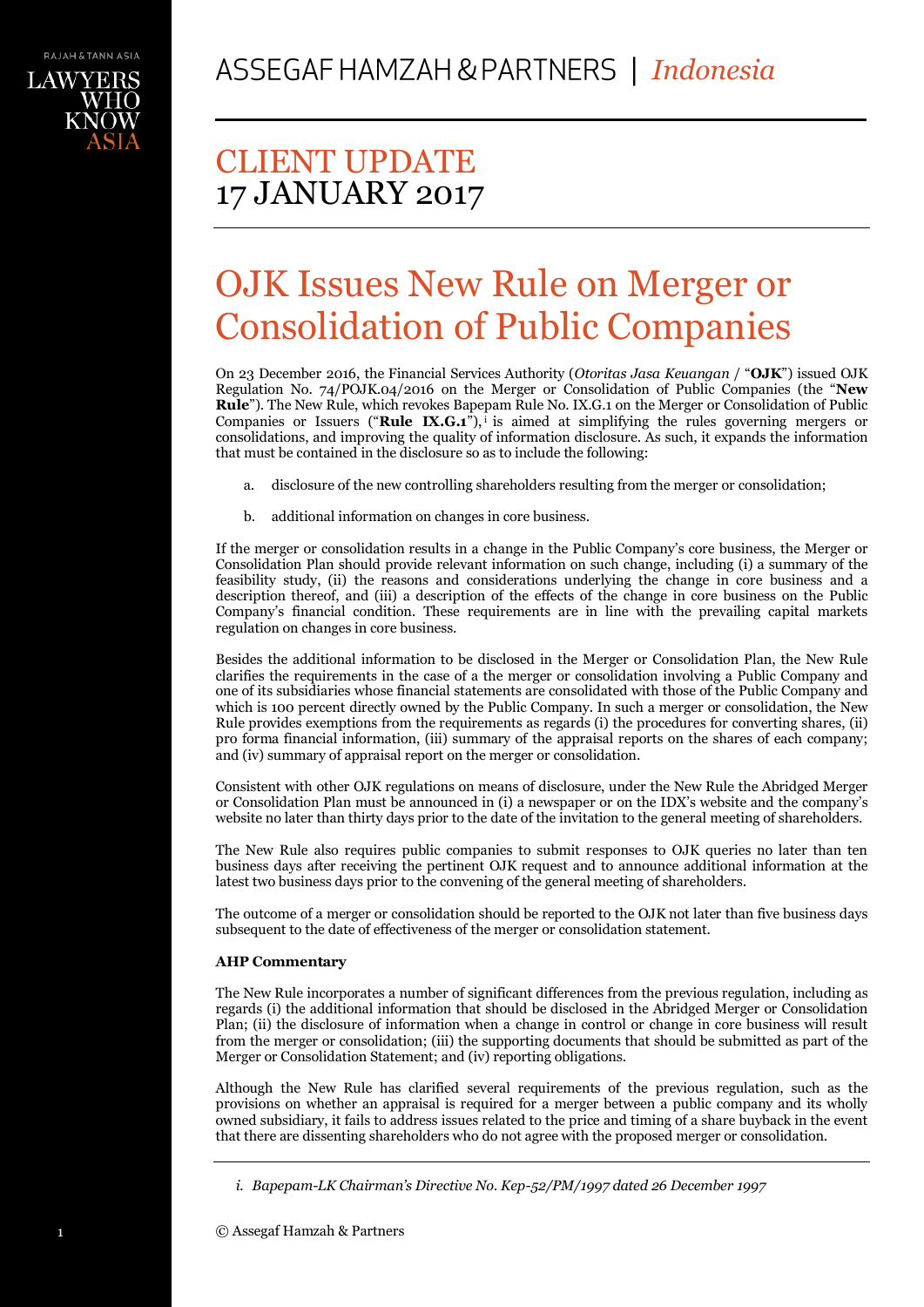# ASSEGAF HAMZAH & PARTNERS | *Indonesia*

## CLIENT UPDATE
## 17 JANUARY 2017

# OJK Issues New Rule on Merger or Consolidation of Public Companies

On 23 December 2016, the Financial Services Authority (*Otoritas Jasa Keuangan* / "**OJK**") issued OJK Regulation No. 74/POJK.04/2016 on the Merger or Consolidation of Public Companies (the "**New Rule**"). The New Rule, which revokes Bapepam Rule No. IX.G.1 on the Merger or Consolidation of Public Companies or Issuers ("**Rule IX.G.1**"),[i] is aimed at simplifying the rules governing mergers or consolidations, and improving the quality of information disclosure. As such, it expands the information that must be contained in the disclosure so as to include the following:

a. disclosure of the new controlling shareholders resulting from the merger or consolidation;

b. additional information on changes in core business.

If the merger or consolidation results in a change in the Public Company's core business, the Merger or Consolidation Plan should provide relevant information on such change, including (i) a summary of the feasibility study, (ii) the reasons and considerations underlying the change in core business and a description thereof, and (iii) a description of the effects of the change in core business on the Public Company's financial condition. These requirements are in line with the prevailing capital markets regulation on changes in core business.

Besides the additional information to be disclosed in the Merger or Consolidation Plan, the New Rule clarifies the requirements in the case of a the merger or consolidation involving a Public Company and one of its subsidiaries whose financial statements are consolidated with those of the Public Company and which is 100 percent directly owned by the Public Company. In such a merger or consolidation, the New Rule provides exemptions from the requirements as regards (i) the procedures for converting shares, (ii) pro forma financial information, (iii) summary of the appraisal reports on the shares of each company; and (iv) summary of appraisal report on the merger or consolidation.

Consistent with other OJK regulations on means of disclosure, under the New Rule the Abridged Merger or Consolidation Plan must be announced in (i) a newspaper or on the IDX's website and the company's website no later than thirty days prior to the date of the invitation to the general meeting of shareholders.

The New Rule also requires public companies to submit responses to OJK queries no later than ten business days after receiving the pertinent OJK request and to announce additional information at the latest two business days prior to the convening of the general meeting of shareholders.

The outcome of a merger or consolidation should be reported to the OJK not later than five business days subsequent to the date of effectiveness of the merger or consolidation statement.

**AHP Commentary**

The New Rule incorporates a number of significant differences from the previous regulation, including as regards (i) the additional information that should be disclosed in the Abridged Merger or Consolidation Plan; (ii) the disclosure of information when a change in control or change in core business will result from the merger or consolidation; (iii) the supporting documents that should be submitted as part of the Merger or Consolidation Statement; and (iv) reporting obligations.

Although the New Rule has clarified several requirements of the previous regulation, such as the provisions on whether an appraisal is required for a merger between a public company and its wholly owned subsidiary, it fails to address issues related to the price and timing of a share buyback in the event that there are dissenting shareholders who do not agree with the proposed merger or consolidation.

---

*i. Bapepam-LK Chairman's Directive No. Kep-52/PM/1997 dated 26 December 1997*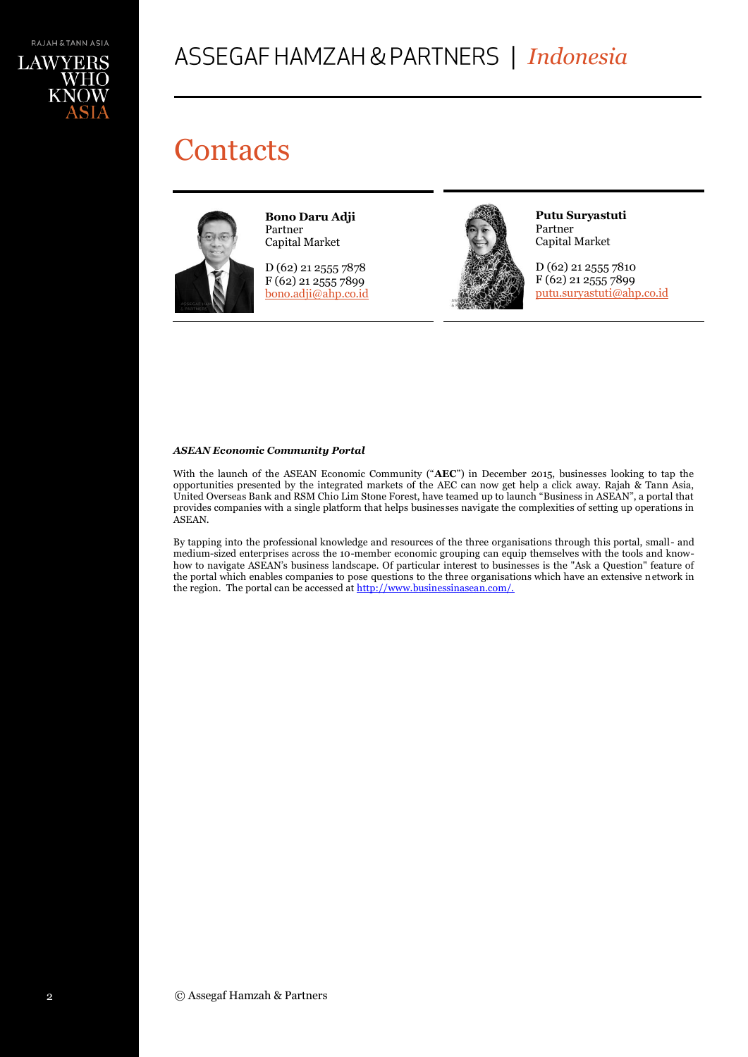# Contacts

**Bono Daru Adji**
Partner
Capital Market

D (62) 21 2555 7878
F (62) 21 2555 7899
bono.adji@ahp.co.id

**Putu Suryastuti**
Partner
Capital Market

D (62) 21 2555 7810
F (62) 21 2555 7899
putu.suryastuti@ahp.co.id

***ASEAN Economic Community Portal***

With the launch of the ASEAN Economic Community ("**AEC**") in December 2015, businesses looking to tap the opportunities presented by the integrated markets of the AEC can now get help a click away. Rajah & Tann Asia, United Overseas Bank and RSM Chio Lim Stone Forest, have teamed up to launch "Business in ASEAN", a portal that provides companies with a single platform that helps businesses navigate the complexities of setting up operations in ASEAN.

By tapping into the professional knowledge and resources of the three organisations through this portal, small- and medium-sized enterprises across the 10-member economic grouping can equip themselves with the tools and know-how to navigate ASEAN's business landscape. Of particular interest to businesses is the "Ask a Question" feature of the portal which enables companies to pose questions to the three organisations which have an extensive network in the region. The portal can be accessed at http://www.businessinasean.com/.

© Assegaf Hamzah & Partners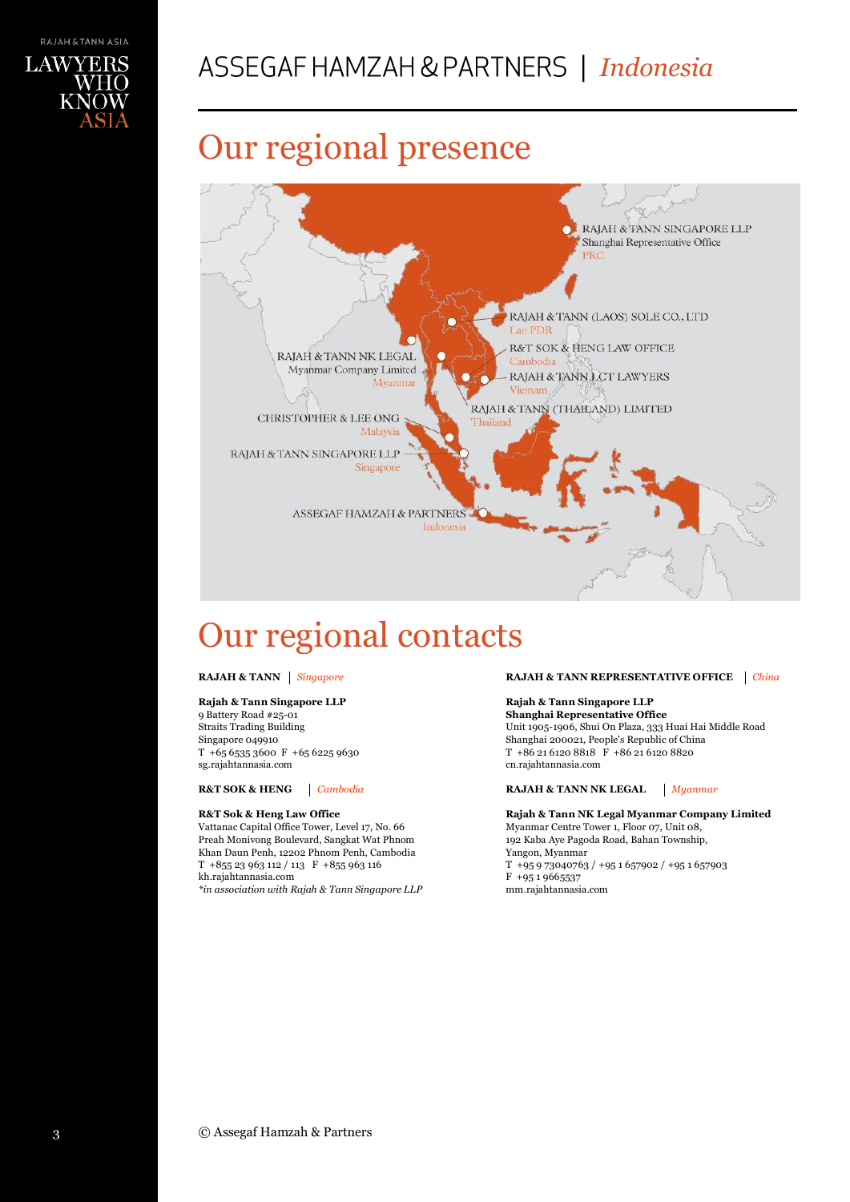# Our regional presence

RAJAH & TANN SINGAPORE LLP
Shanghai Representative Office
PRC

RAJAH & TANN (LAOS) SOLE CO., LTD
Lao PDR

R&T SOK & HENG LAW OFFICE
Cambodia

RAJAH & TANN NK LEGAL
Myanmar Company Limited
Myanmar

RAJAH & TANN LCT LAWYERS
Vietnam

RAJAH & TANN (THAILAND) LIMITED
Thailand

CHRISTOPHER & LEE ONG
Malaysia

RAJAH & TANN SINGAPORE LLP
Singapore

ASSEGAF HAMZAH & PARTNERS
Indonesia

# Our regional contacts

**RAJAH & TANN** | *Singapore*

**Rajah & Tann Singapore LLP**
9 Battery Road #25-01
Straits Trading Building
Singapore 049910
T +65 6535 3600 F +65 6225 9630
sg.rajahtannasia.com

**R&T SOK & HENG** | *Cambodia*

**R&T Sok & Heng Law Office**
Vattanac Capital Office Tower, Level 17, No. 66
Preah Monivong Boulevard, Sangkat Wat Phnom
Khan Daun Penh, 12202 Phnom Penh, Cambodia
T +855 23 963 112 / 113 F +855 963 116
kh.rajahtannasia.com
*\*in association with Rajah & Tann Singapore LLP*

**RAJAH & TANN REPRESENTATIVE OFFICE** | *China*

**Rajah & Tann Singapore LLP**
**Shanghai Representative Office**
Unit 1905-1906, Shui On Plaza, 333 Huai Hai Middle Road
Shanghai 200021, People's Republic of China
T +86 21 6120 8818 F +86 21 6120 8820
cn.rajahtannasia.com

**RAJAH & TANN NK LEGAL** | *Myanmar*

**Rajah & Tann NK Legal Myanmar Company Limited**
Myanmar Centre Tower 1, Floor 07, Unit 08,
192 Kaba Aye Pagoda Road, Bahan Township,
Yangon, Myanmar
T +95 9 73040763 / +95 1 657902 / +95 1 657903
F +95 1 9665537
mm.rajahtannasia.com

© Assegaf Hamzah & Partners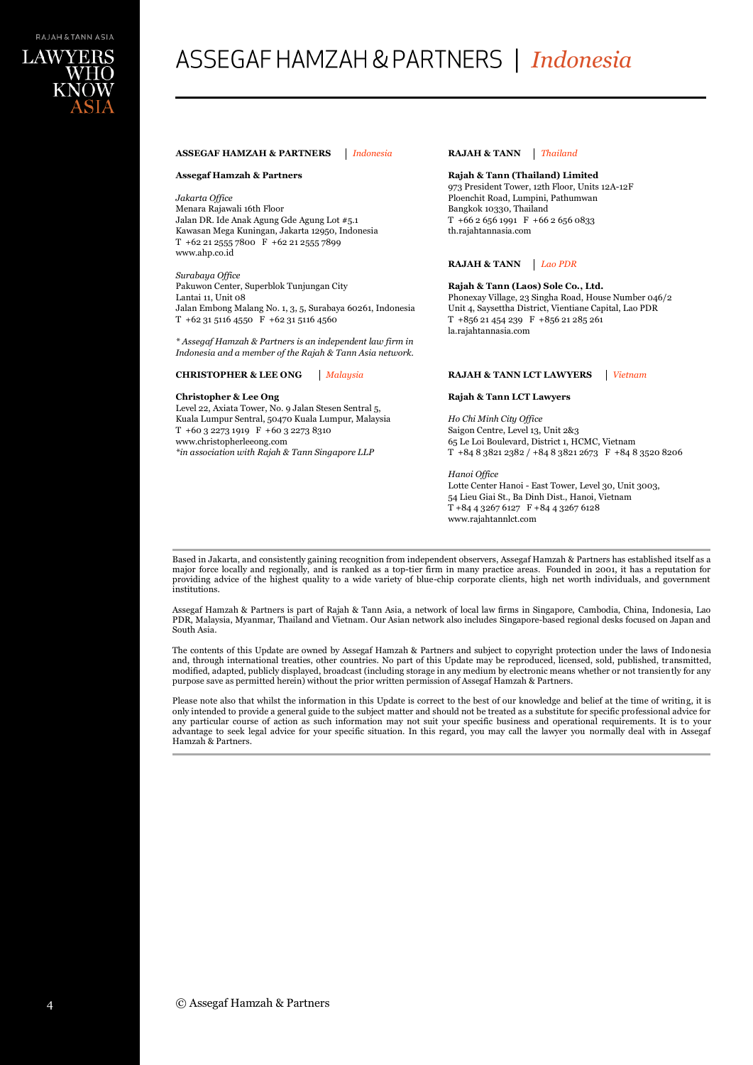# ASSEGAF HAMZAH & PARTNERS | *Indonesia*

**ASSEGAF HAMZAH & PARTNERS** | *Indonesia*

**Assegaf Hamzah & Partners**

*Jakarta Office*
Menara Rajawali 16th Floor
Jalan DR. Ide Anak Agung Gde Agung Lot #5.1
Kawasan Mega Kuningan, Jakarta 12950, Indonesia
T +62 21 2555 7800 F +62 21 2555 7899
www.ahp.co.id

*Surabaya Office*
Pakuwon Center, Superblok Tunjungan City
Lantai 11, Unit 08
Jalan Embong Malang No. 1, 3, 5, Surabaya 60261, Indonesia
T +62 31 5116 4550 F +62 31 5116 4560

*\* Assegaf Hamzah & Partners is an independent law firm in Indonesia and a member of the Rajah & Tann Asia network.*

**CHRISTOPHER & LEE ONG** | *Malaysia*

**Christopher & Lee Ong**
Level 22, Axiata Tower, No. 9 Jalan Stesen Sentral 5,
Kuala Lumpur Sentral, 50470 Kuala Lumpur, Malaysia
T +60 3 2273 1919 F +60 3 2273 8310
www.christopherleeong.com
*\*in association with Rajah & Tann Singapore LLP*

**RAJAH & TANN** | *Thailand*

**Rajah & Tann (Thailand) Limited**
973 President Tower, 12th Floor, Units 12A-12F
Ploenchit Road, Lumpini, Pathumwan
Bangkok 10330, Thailand
T +66 2 656 1991 F +66 2 656 0833
th.rajahtannasia.com

**RAJAH & TANN** | *Lao PDR*

**Rajah & Tann (Laos) Sole Co., Ltd.**
Phonexay Village, 23 Singha Road, House Number 046/2
Unit 4, Saysettha District, Vientiane Capital, Lao PDR
T +856 21 454 239 F +856 21 285 261
la.rajahtannasia.com

**RAJAH & TANN LCT LAWYERS** | *Vietnam*

**Rajah & Tann LCT Lawyers**

*Ho Chi Minh City Office*
Saigon Centre, Level 13, Unit 2&3
65 Le Loi Boulevard, District 1, HCMC, Vietnam
T +84 8 3821 2382 / +84 8 3821 2673 F +84 8 3520 8206

*Hanoi Office*
Lotte Center Hanoi - East Tower, Level 30, Unit 3003,
54 Lieu Giai St., Ba Dinh Dist., Hanoi, Vietnam
T +84 4 3267 6127 F +84 4 3267 6128
www.rajahtannlct.com

---

Based in Jakarta, and consistently gaining recognition from independent observers, Assegaf Hamzah & Partners has established itself as a major force locally and regionally, and is ranked as a top-tier firm in many practice areas. Founded in 2001, it has a reputation for providing advice of the highest quality to a wide variety of blue-chip corporate clients, high net worth individuals, and government institutions.

Assegaf Hamzah & Partners is part of Rajah & Tann Asia, a network of local law firms in Singapore, Cambodia, China, Indonesia, Lao PDR, Malaysia, Myanmar, Thailand and Vietnam. Our Asian network also includes Singapore-based regional desks focused on Japan and South Asia.

The contents of this Update are owned by Assegaf Hamzah & Partners and subject to copyright protection under the laws of Indonesia and, through international treaties, other countries. No part of this Update may be reproduced, licensed, sold, published, transmitted, modified, adapted, publicly displayed, broadcast (including storage in any medium by electronic means whether or not transiently for any purpose save as permitted herein) without the prior written permission of Assegaf Hamzah & Partners.

Please note also that whilst the information in this Update is correct to the best of our knowledge and belief at the time of writing, it is only intended to provide a general guide to the subject matter and should not be treated as a substitute for specific professional advice for any particular course of action as such information may not suit your specific business and operational requirements. It is to your advantage to seek legal advice for your specific situation. In this regard, you may call the lawyer you normally deal with in Assegaf Hamzah & Partners.

© Assegaf Hamzah & Partners